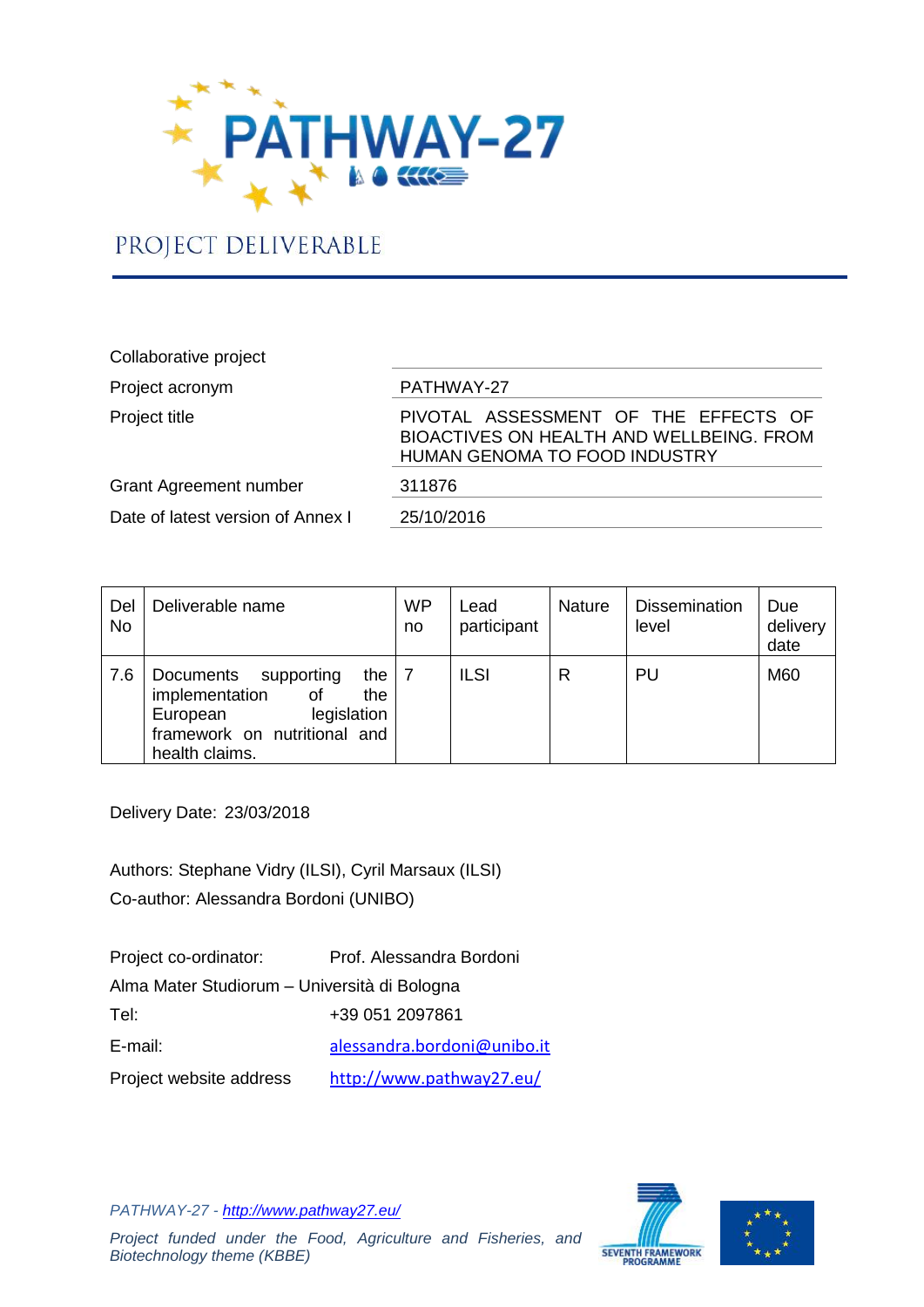# PATHWAY-27

## PROJECT DELIVERABLE

| | |
|---|---|
| Collaborative project | |
| Project acronym | PATHWAY-27 |
| Project title | PIVOTAL ASSESSMENT OF THE EFFECTS OF BIOACTIVES ON HEALTH AND WELLBEING. FROM HUMAN GENOMA TO FOOD INDUSTRY |
| Grant Agreement number | 311876 |
| Date of latest version of Annex I | 25/10/2016 |

| Del No | Deliverable name | WP no | Lead participant | Nature | Dissemination level | Due delivery date |
|---|---|---|---|---|---|---|
| 7.6 | Documents supporting the implementation of the European legislation framework on nutritional and health claims. | 7 | ILSI | R | PU | M60 |

Delivery Date: 23/03/2018

Authors: Stephane Vidry (ILSI), Cyril Marsaux (ILSI)

Co-author: Alessandra Bordoni (UNIBO)

Project co-ordinator: Prof. Alessandra Bordoni

Alma Mater Studiorum – Università di Bologna

Tel: +39 051 2097861

E-mail: alessandra.bordoni@unibo.it

Project website address http://www.pathway27.eu/

*PATHWAY-27 - http://www.pathway27.eu/*

*Project funded under the Food, Agriculture and Fisheries, and Biotechnology theme (KBBE)*

SEVENTH FRAMEWORK PROGRAMME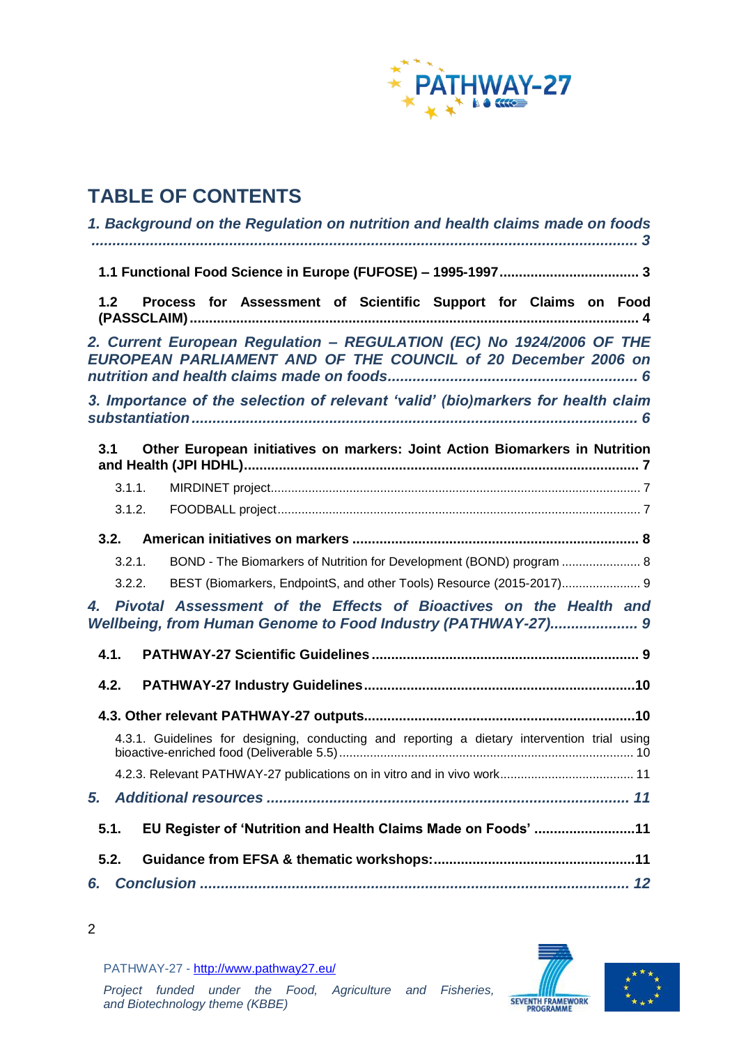# TABLE OF CONTENTS

*1. Background on the Regulation on nutrition and health claims made on foods ..... 3*

**1.1 Functional Food Science in Europe (FUFOSE) – 1995-1997 ..... 3**

**1.2 Process for Assessment of Scientific Support for Claims on Food (PASSCLAIM) ..... 4**

*2. Current European Regulation – REGULATION (EC) No 1924/2006 OF THE EUROPEAN PARLIAMENT AND OF THE COUNCIL of 20 December 2006 on nutrition and health claims made on foods ..... 6*

*3. Importance of the selection of relevant 'valid' (bio)markers for health claim substantiation ..... 6*

**3.1 Other European initiatives on markers: Joint Action Biomarkers in Nutrition and Health (JPI HDHL) ..... 7**

3.1.1. MIRDINET project ..... 7

3.1.2. FOODBALL project ..... 7

**3.2. American initiatives on markers ..... 8**

3.2.1. BOND - The Biomarkers of Nutrition for Development (BOND) program ..... 8

3.2.2. BEST (Biomarkers, EndpointS, and other Tools) Resource (2015-2017) ..... 9

*4. Pivotal Assessment of the Effects of Bioactives on the Health and Wellbeing, from Human Genome to Food Industry (PATHWAY-27) ..... 9*

**4.1. PATHWAY-27 Scientific Guidelines ..... 9**

**4.2. PATHWAY-27 Industry Guidelines ..... 10**

**4.3. Other relevant PATHWAY-27 outputs ..... 10**

4.3.1. Guidelines for designing, conducting and reporting a dietary intervention trial using bioactive-enriched food (Deliverable 5.5) ..... 10

4.2.3. Relevant PATHWAY-27 publications on in vitro and in vivo work ..... 11

*5. Additional resources ..... 11*

**5.1. EU Register of 'Nutrition and Health Claims Made on Foods' ..... 11**

**5.2. Guidance from EFSA & thematic workshops: ..... 11**

*6. Conclusion ..... 12*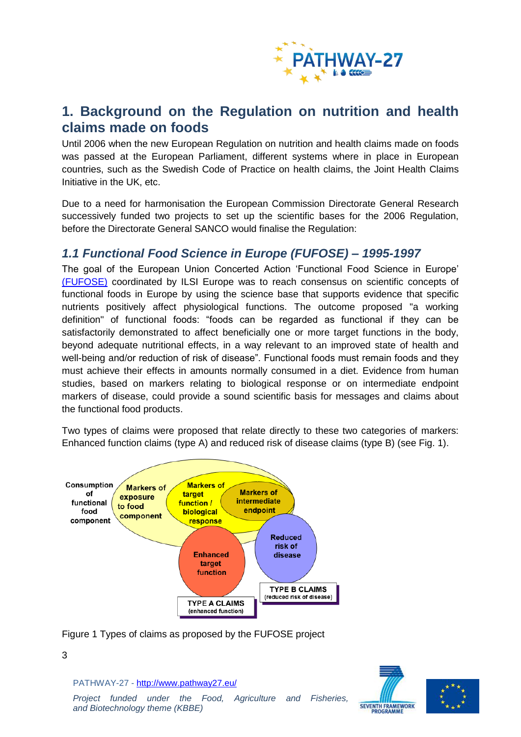# 1. Background on the Regulation on nutrition and health claims made on foods

Until 2006 when the new European Regulation on nutrition and health claims made on foods was passed at the European Parliament, different systems where in place in European countries, such as the Swedish Code of Practice on health claims, the Joint Health Claims Initiative in the UK, etc.

Due to a need for harmonisation the European Commission Directorate General Research successively funded two projects to set up the scientific bases for the 2006 Regulation, before the Directorate General SANCO would finalise the Regulation:

## *1.1 Functional Food Science in Europe (FUFOSE) – 1995-1997*

The goal of the European Union Concerted Action 'Functional Food Science in Europe' (FUFOSE) coordinated by ILSI Europe was to reach consensus on scientific concepts of functional foods in Europe by using the science base that supports evidence that specific nutrients positively affect physiological functions. The outcome proposed "a working definition" of functional foods: "foods can be regarded as functional if they can be satisfactorily demonstrated to affect beneficially one or more target functions in the body, beyond adequate nutritional effects, in a way relevant to an improved state of health and well-being and/or reduction of risk of disease". Functional foods must remain foods and they must achieve their effects in amounts normally consumed in a diet. Evidence from human studies, based on markers relating to biological response or on intermediate endpoint markers of disease, could provide a sound scientific basis for messages and claims about the functional food products.

Two types of claims were proposed that relate directly to these two categories of markers: Enhanced function claims (type A) and reduced risk of disease claims (type B) (see Fig. 1).

Consumption of functional food component

Markers of exposure to food component

Markers of target function / biological response

Markers of intermediate endpoint

Enhanced target function

Reduced risk of disease

TYPE A CLAIMS (enhanced function)

TYPE B CLAIMS (reduced risk of disease)

Figure 1 Types of claims as proposed by the FUFOSE project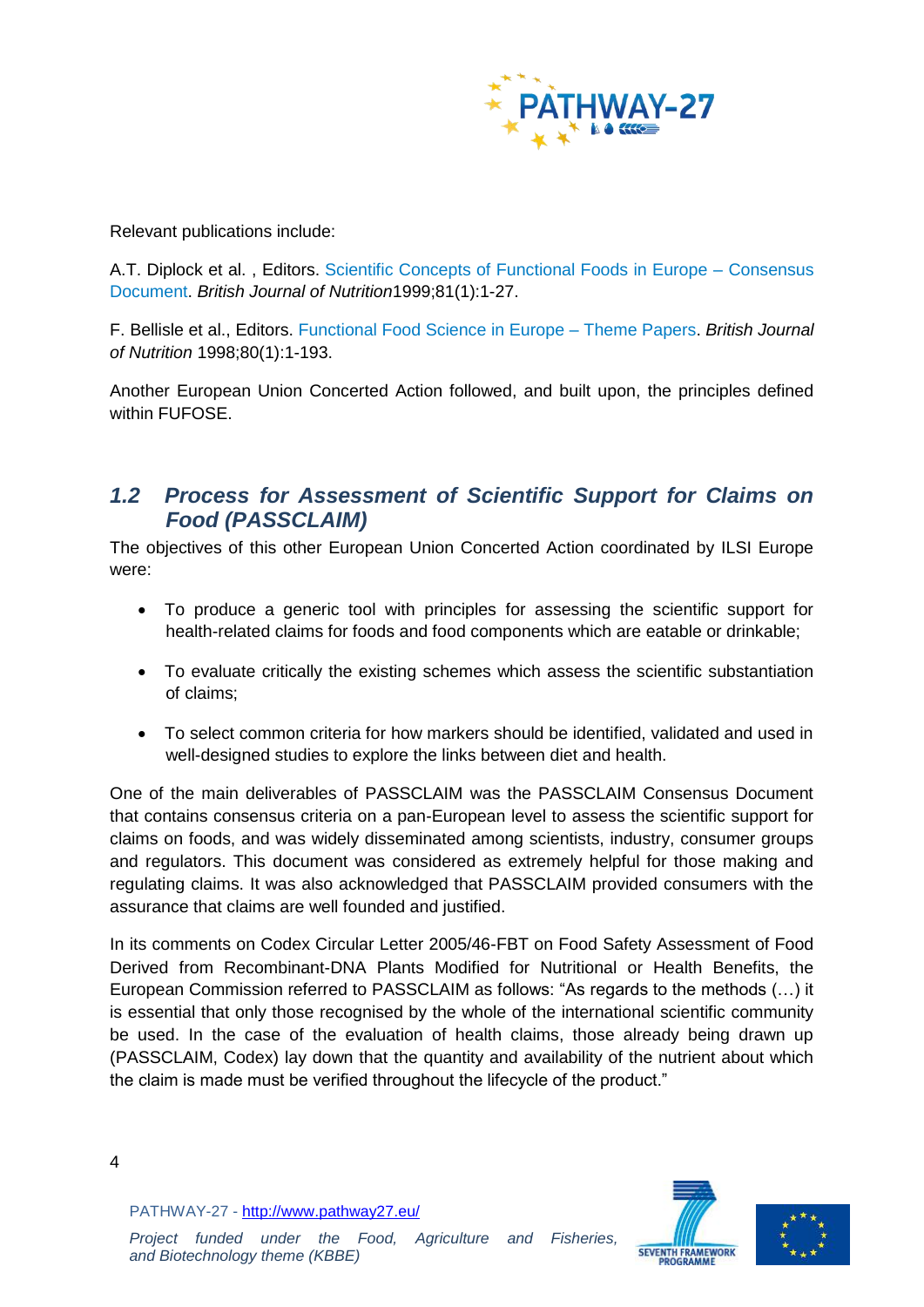Relevant publications include:

A.T. Diplock et al. , Editors. Scientific Concepts of Functional Foods in Europe – Consensus Document. *British Journal of Nutrition*1999;81(1):1-27.

F. Bellisle et al., Editors. Functional Food Science in Europe – Theme Papers. *British Journal of Nutrition* 1998;80(1):1-193.

Another European Union Concerted Action followed, and built upon, the principles defined within FUFOSE.

## *1.2 Process for Assessment of Scientific Support for Claims on Food (PASSCLAIM)*

The objectives of this other European Union Concerted Action coordinated by ILSI Europe were:

- To produce a generic tool with principles for assessing the scientific support for health-related claims for foods and food components which are eatable or drinkable;
- To evaluate critically the existing schemes which assess the scientific substantiation of claims;
- To select common criteria for how markers should be identified, validated and used in well-designed studies to explore the links between diet and health.

One of the main deliverables of PASSCLAIM was the PASSCLAIM Consensus Document that contains consensus criteria on a pan-European level to assess the scientific support for claims on foods, and was widely disseminated among scientists, industry, consumer groups and regulators. This document was considered as extremely helpful for those making and regulating claims. It was also acknowledged that PASSCLAIM provided consumers with the assurance that claims are well founded and justified.

In its comments on Codex Circular Letter 2005/46-FBT on Food Safety Assessment of Food Derived from Recombinant-DNA Plants Modified for Nutritional or Health Benefits, the European Commission referred to PASSCLAIM as follows: "As regards to the methods (…) it is essential that only those recognised by the whole of the international scientific community be used. In the case of the evaluation of health claims, those already being drawn up (PASSCLAIM, Codex) lay down that the quantity and availability of the nutrient about which the claim is made must be verified throughout the lifecycle of the product."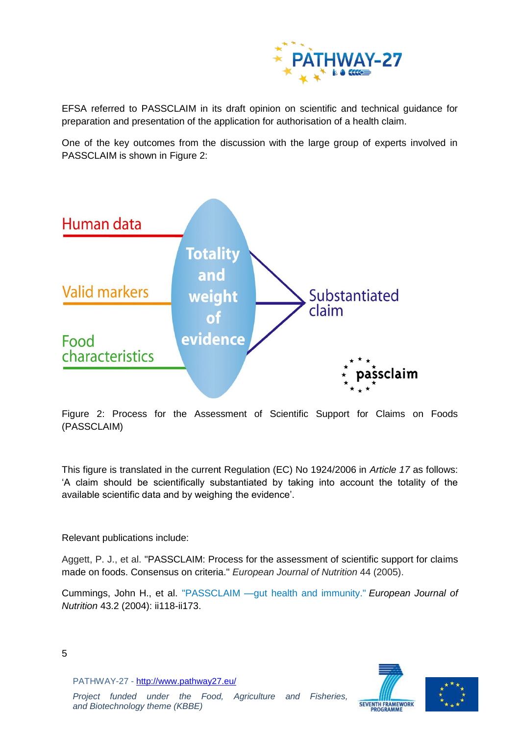EFSA referred to PASSCLAIM in its draft opinion on scientific and technical guidance for preparation and presentation of the application for authorisation of a health claim.

One of the key outcomes from the discussion with the large group of experts involved in PASSCLAIM is shown in Figure 2:

Human data

Valid markers

Food characteristics

Totality and weight of evidence

Substantiated claim

passclaim

Figure 2: Process for the Assessment of Scientific Support for Claims on Foods (PASSCLAIM)

This figure is translated in the current Regulation (EC) No 1924/2006 in *Article 17* as follows: 'A claim should be scientifically substantiated by taking into account the totality of the available scientific data and by weighing the evidence'.

Relevant publications include:

Aggett, P. J., et al. "PASSCLAIM: Process for the assessment of scientific support for claims made on foods. Consensus on criteria." *European Journal of Nutrition* 44 (2005).

Cummings, John H., et al. "PASSCLAIM —gut health and immunity." *European Journal of Nutrition* 43.2 (2004): ii118-ii173.

PATHWAY-27 - http://www.pathway27.eu/

*Project funded under the Food, Agriculture and Fisheries, and Biotechnology theme (KBBE)*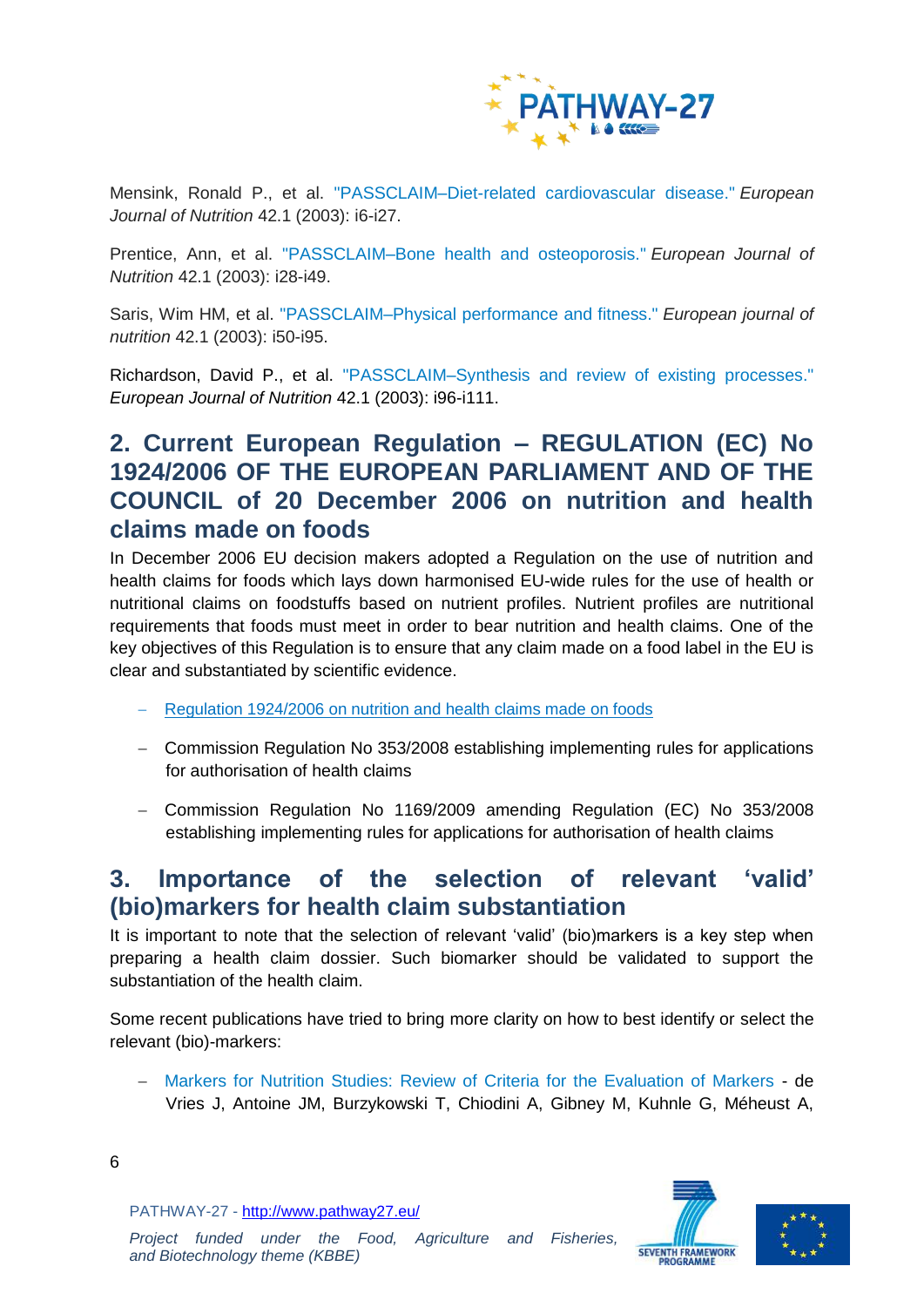Mensink, Ronald P., et al. "PASSCLAIM–Diet-related cardiovascular disease." *European Journal of Nutrition* 42.1 (2003): i6-i27.

Prentice, Ann, et al. "PASSCLAIM–Bone health and osteoporosis." *European Journal of Nutrition* 42.1 (2003): i28-i49.

Saris, Wim HM, et al. "PASSCLAIM–Physical performance and fitness." *European journal of nutrition* 42.1 (2003): i50-i95.

Richardson, David P., et al. "PASSCLAIM–Synthesis and review of existing processes." *European Journal of Nutrition* 42.1 (2003): i96-i111.

## 2. Current European Regulation – REGULATION (EC) No 1924/2006 OF THE EUROPEAN PARLIAMENT AND OF THE COUNCIL of 20 December 2006 on nutrition and health claims made on foods

In December 2006 EU decision makers adopted a Regulation on the use of nutrition and health claims for foods which lays down harmonised EU-wide rules for the use of health or nutritional claims on foodstuffs based on nutrient profiles. Nutrient profiles are nutritional requirements that foods must meet in order to bear nutrition and health claims. One of the key objectives of this Regulation is to ensure that any claim made on a food label in the EU is clear and substantiated by scientific evidence.

- Regulation 1924/2006 on nutrition and health claims made on foods
- Commission Regulation No 353/2008 establishing implementing rules for applications for authorisation of health claims
- Commission Regulation No 1169/2009 amending Regulation (EC) No 353/2008 establishing implementing rules for applications for authorisation of health claims

## 3. Importance of the selection of relevant 'valid' (bio)markers for health claim substantiation

It is important to note that the selection of relevant 'valid' (bio)markers is a key step when preparing a health claim dossier. Such biomarker should be validated to support the substantiation of the health claim.

Some recent publications have tried to bring more clarity on how to best identify or select the relevant (bio)-markers:

- Markers for Nutrition Studies: Review of Criteria for the Evaluation of Markers - de Vries J, Antoine JM, Burzykowski T, Chiodini A, Gibney M, Kuhnle G, Méheust A,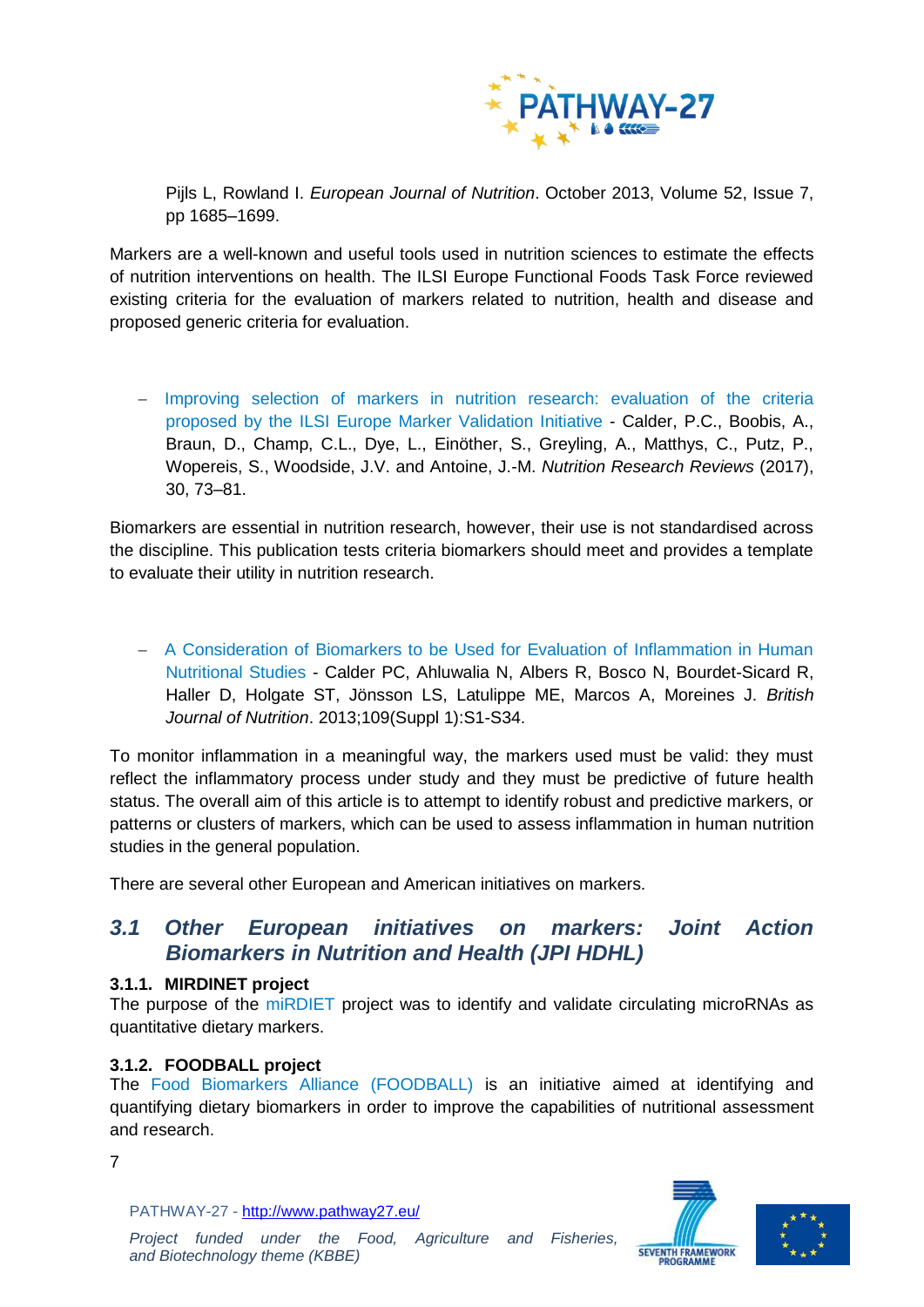Pijls L, Rowland I. *European Journal of Nutrition*. October 2013, Volume 52, Issue 7, pp 1685–1699.

Markers are a well-known and useful tools used in nutrition sciences to estimate the effects of nutrition interventions on health. The ILSI Europe Functional Foods Task Force reviewed existing criteria for the evaluation of markers related to nutrition, health and disease and proposed generic criteria for evaluation.

- Improving selection of markers in nutrition research: evaluation of the criteria proposed by the ILSI Europe Marker Validation Initiative - Calder, P.C., Boobis, A., Braun, D., Champ, C.L., Dye, L., Einöther, S., Greyling, A., Matthys, C., Putz, P., Wopereis, S., Woodside, J.V. and Antoine, J.-M. *Nutrition Research Reviews* (2017), 30, 73–81.

Biomarkers are essential in nutrition research, however, their use is not standardised across the discipline. This publication tests criteria biomarkers should meet and provides a template to evaluate their utility in nutrition research.

- A Consideration of Biomarkers to be Used for Evaluation of Inflammation in Human Nutritional Studies - Calder PC, Ahluwalia N, Albers R, Bosco N, Bourdet-Sicard R, Haller D, Holgate ST, Jönsson LS, Latulippe ME, Marcos A, Moreines J. *British Journal of Nutrition*. 2013;109(Suppl 1):S1-S34.

To monitor inflammation in a meaningful way, the markers used must be valid: they must reflect the inflammatory process under study and they must be predictive of future health status. The overall aim of this article is to attempt to identify robust and predictive markers, or patterns or clusters of markers, which can be used to assess inflammation in human nutrition studies in the general population.

There are several other European and American initiatives on markers.

## *3.1 Other European initiatives on markers: Joint Action Biomarkers in Nutrition and Health (JPI HDHL)*

### 3.1.1. MIRDINET project

The purpose of the miRDIET project was to identify and validate circulating microRNAs as quantitative dietary markers.

### 3.1.2. FOODBALL project

The Food Biomarkers Alliance (FOODBALL) is an initiative aimed at identifying and quantifying dietary biomarkers in order to improve the capabilities of nutritional assessment and research.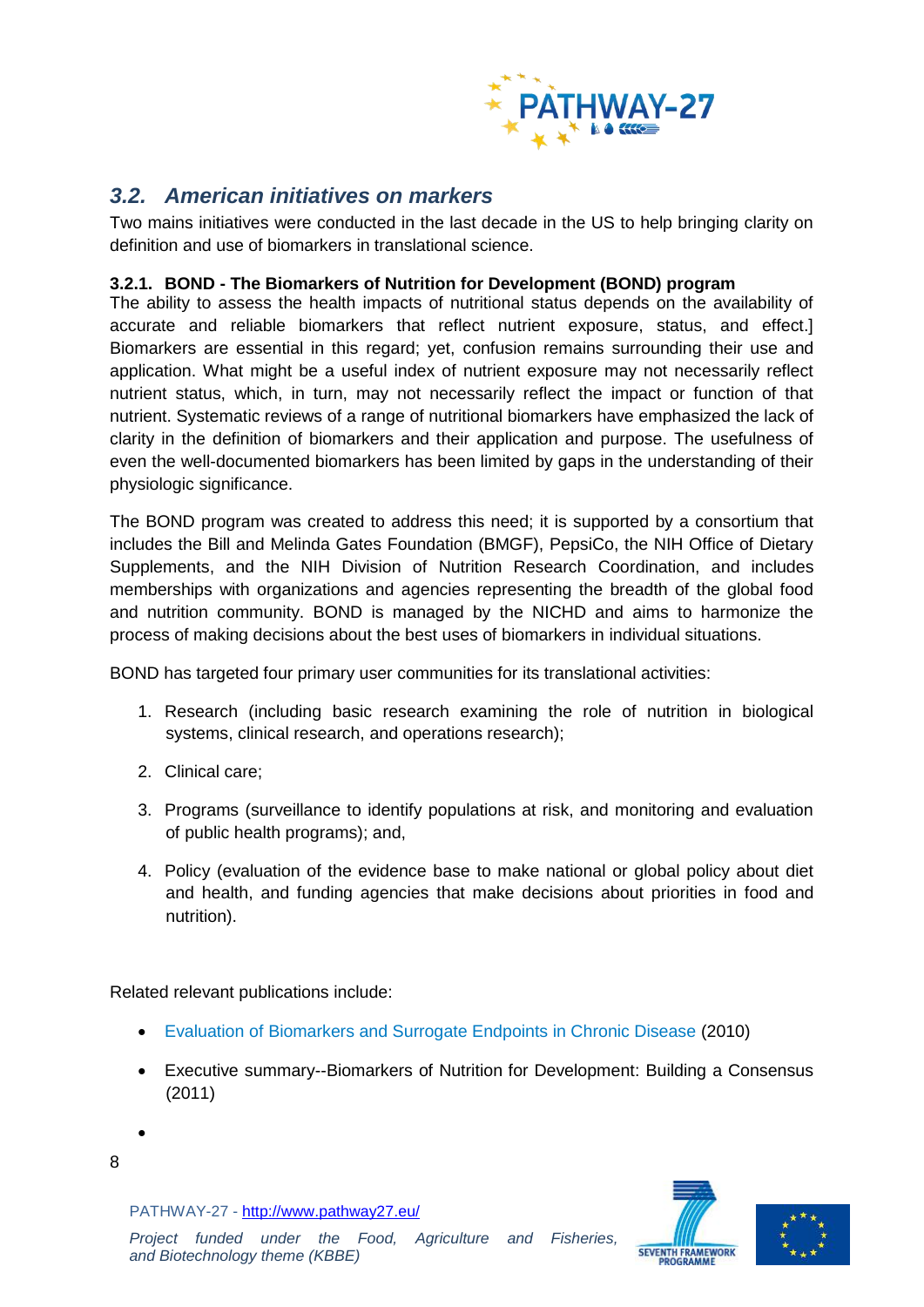## *3.2. American initiatives on markers*

Two mains initiatives were conducted in the last decade in the US to help bringing clarity on definition and use of biomarkers in translational science.

### 3.2.1. BOND - The Biomarkers of Nutrition for Development (BOND) program

The ability to assess the health impacts of nutritional status depends on the availability of accurate and reliable biomarkers that reflect nutrient exposure, status, and effect.] Biomarkers are essential in this regard; yet, confusion remains surrounding their use and application. What might be a useful index of nutrient exposure may not necessarily reflect nutrient status, which, in turn, may not necessarily reflect the impact or function of that nutrient. Systematic reviews of a range of nutritional biomarkers have emphasized the lack of clarity in the definition of biomarkers and their application and purpose. The usefulness of even the well-documented biomarkers has been limited by gaps in the understanding of their physiologic significance.

The BOND program was created to address this need; it is supported by a consortium that includes the Bill and Melinda Gates Foundation (BMGF), PepsiCo, the NIH Office of Dietary Supplements, and the NIH Division of Nutrition Research Coordination, and includes memberships with organizations and agencies representing the breadth of the global food and nutrition community. BOND is managed by the NICHD and aims to harmonize the process of making decisions about the best uses of biomarkers in individual situations.

BOND has targeted four primary user communities for its translational activities:

1. Research (including basic research examining the role of nutrition in biological systems, clinical research, and operations research);
2. Clinical care;
3. Programs (surveillance to identify populations at risk, and monitoring and evaluation of public health programs); and,
4. Policy (evaluation of the evidence base to make national or global policy about diet and health, and funding agencies that make decisions about priorities in food and nutrition).

Related relevant publications include:

- Evaluation of Biomarkers and Surrogate Endpoints in Chronic Disease (2010)
- Executive summary--Biomarkers of Nutrition for Development: Building a Consensus (2011)
-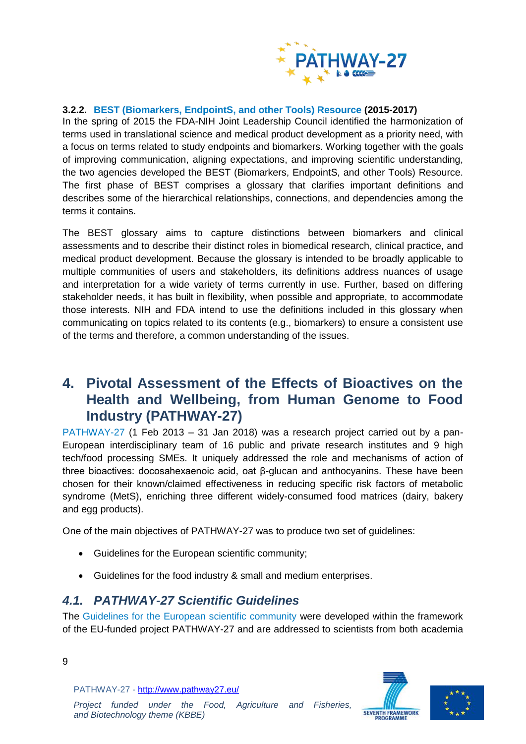#### 3.2.2. BEST (Biomarkers, EndpointS, and other Tools) Resource (2015-2017)

In the spring of 2015 the FDA-NIH Joint Leadership Council identified the harmonization of terms used in translational science and medical product development as a priority need, with a focus on terms related to study endpoints and biomarkers. Working together with the goals of improving communication, aligning expectations, and improving scientific understanding, the two agencies developed the BEST (Biomarkers, EndpointS, and other Tools) Resource. The first phase of BEST comprises a glossary that clarifies important definitions and describes some of the hierarchical relationships, connections, and dependencies among the terms it contains.

The BEST glossary aims to capture distinctions between biomarkers and clinical assessments and to describe their distinct roles in biomedical research, clinical practice, and medical product development. Because the glossary is intended to be broadly applicable to multiple communities of users and stakeholders, its definitions address nuances of usage and interpretation for a wide variety of terms currently in use. Further, based on differing stakeholder needs, it has built in flexibility, when possible and appropriate, to accommodate those interests. NIH and FDA intend to use the definitions included in this glossary when communicating on topics related to its contents (e.g., biomarkers) to ensure a consistent use of the terms and therefore, a common understanding of the issues.

# 4. Pivotal Assessment of the Effects of Bioactives on the Health and Wellbeing, from Human Genome to Food Industry (PATHWAY-27)

PATHWAY-27 (1 Feb 2013 – 31 Jan 2018) was a research project carried out by a pan-European interdisciplinary team of 16 public and private research institutes and 9 high tech/food processing SMEs. It uniquely addressed the role and mechanisms of action of three bioactives: docosahexaenoic acid, oat β-glucan and anthocyanins. These have been chosen for their known/claimed effectiveness in reducing specific risk factors of metabolic syndrome (MetS), enriching three different widely-consumed food matrices (dairy, bakery and egg products).

One of the main objectives of PATHWAY-27 was to produce two set of guidelines:

- Guidelines for the European scientific community;
- Guidelines for the food industry & small and medium enterprises.

## *4.1. PATHWAY-27 Scientific Guidelines*

The Guidelines for the European scientific community were developed within the framework of the EU-funded project PATHWAY-27 and are addressed to scientists from both academia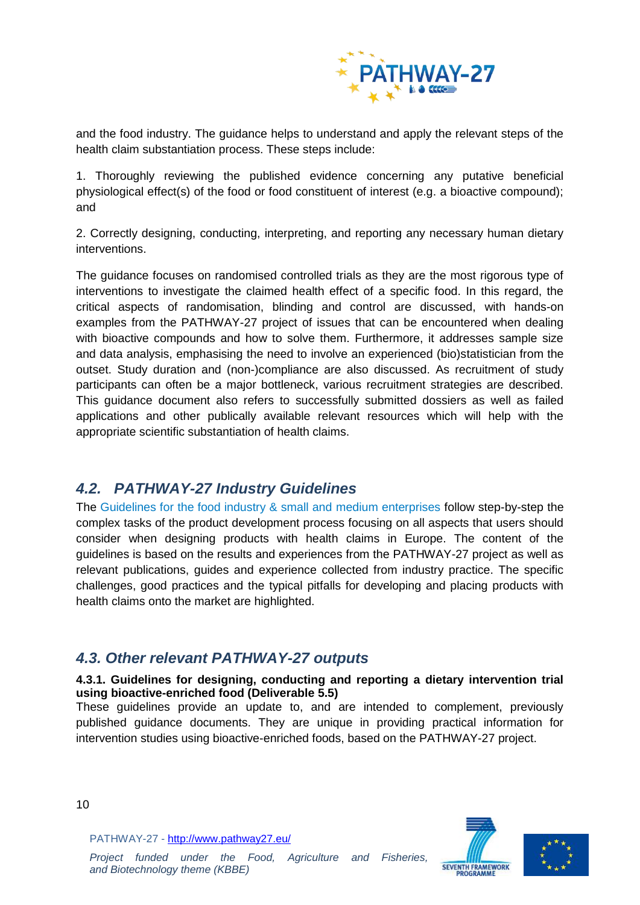and the food industry. The guidance helps to understand and apply the relevant steps of the health claim substantiation process. These steps include:

1. Thoroughly reviewing the published evidence concerning any putative beneficial physiological effect(s) of the food or food constituent of interest (e.g. a bioactive compound); and

2. Correctly designing, conducting, interpreting, and reporting any necessary human dietary interventions.

The guidance focuses on randomised controlled trials as they are the most rigorous type of interventions to investigate the claimed health effect of a specific food. In this regard, the critical aspects of randomisation, blinding and control are discussed, with hands-on examples from the PATHWAY-27 project of issues that can be encountered when dealing with bioactive compounds and how to solve them. Furthermore, it addresses sample size and data analysis, emphasising the need to involve an experienced (bio)statistician from the outset. Study duration and (non-)compliance are also discussed. As recruitment of study participants can often be a major bottleneck, various recruitment strategies are described. This guidance document also refers to successfully submitted dossiers as well as failed applications and other publically available relevant resources which will help with the appropriate scientific substantiation of health claims.

## *4.2. PATHWAY-27 Industry Guidelines*

The Guidelines for the food industry & small and medium enterprises follow step-by-step the complex tasks of the product development process focusing on all aspects that users should consider when designing products with health claims in Europe. The content of the guidelines is based on the results and experiences from the PATHWAY-27 project as well as relevant publications, guides and experience collected from industry practice. The specific challenges, good practices and the typical pitfalls for developing and placing products with health claims onto the market are highlighted.

## *4.3. Other relevant PATHWAY-27 outputs*

### 4.3.1. Guidelines for designing, conducting and reporting a dietary intervention trial using bioactive-enriched food (Deliverable 5.5)

These guidelines provide an update to, and are intended to complement, previously published guidance documents. They are unique in providing practical information for intervention studies using bioactive-enriched foods, based on the PATHWAY-27 project.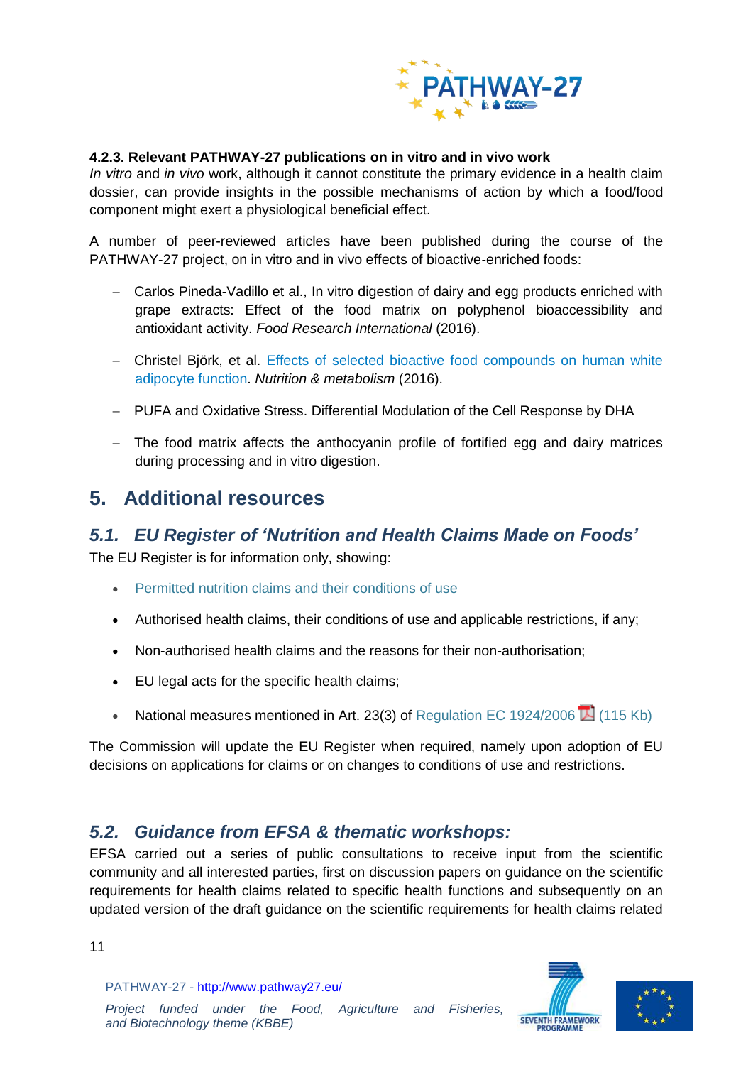#### 4.2.3. Relevant PATHWAY-27 publications on in vitro and in vivo work

*In vitro* and *in vivo* work, although it cannot constitute the primary evidence in a health claim dossier, can provide insights in the possible mechanisms of action by which a food/food component might exert a physiological beneficial effect.

A number of peer-reviewed articles have been published during the course of the PATHWAY-27 project, on in vitro and in vivo effects of bioactive-enriched foods:

- Carlos Pineda-Vadillo et al., In vitro digestion of dairy and egg products enriched with grape extracts: Effect of the food matrix on polyphenol bioaccessibility and antioxidant activity. *Food Research International* (2016).
- Christel Björk, et al. Effects of selected bioactive food compounds on human white adipocyte function. *Nutrition & metabolism* (2016).
- PUFA and Oxidative Stress. Differential Modulation of the Cell Response by DHA
- The food matrix affects the anthocyanin profile of fortified egg and dairy matrices during processing and in vitro digestion.

# 5. Additional resources

## *5.1. EU Register of 'Nutrition and Health Claims Made on Foods'*

The EU Register is for information only, showing:

- Permitted nutrition claims and their conditions of use
- Authorised health claims, their conditions of use and applicable restrictions, if any;
- Non-authorised health claims and the reasons for their non-authorisation;
- EU legal acts for the specific health claims;
- National measures mentioned in Art. 23(3) of Regulation EC 1924/2006 (115 Kb)

The Commission will update the EU Register when required, namely upon adoption of EU decisions on applications for claims or on changes to conditions of use and restrictions.

## *5.2. Guidance from EFSA & thematic workshops:*

EFSA carried out a series of public consultations to receive input from the scientific community and all interested parties, first on discussion papers on guidance on the scientific requirements for health claims related to specific health functions and subsequently on an updated version of the draft guidance on the scientific requirements for health claims related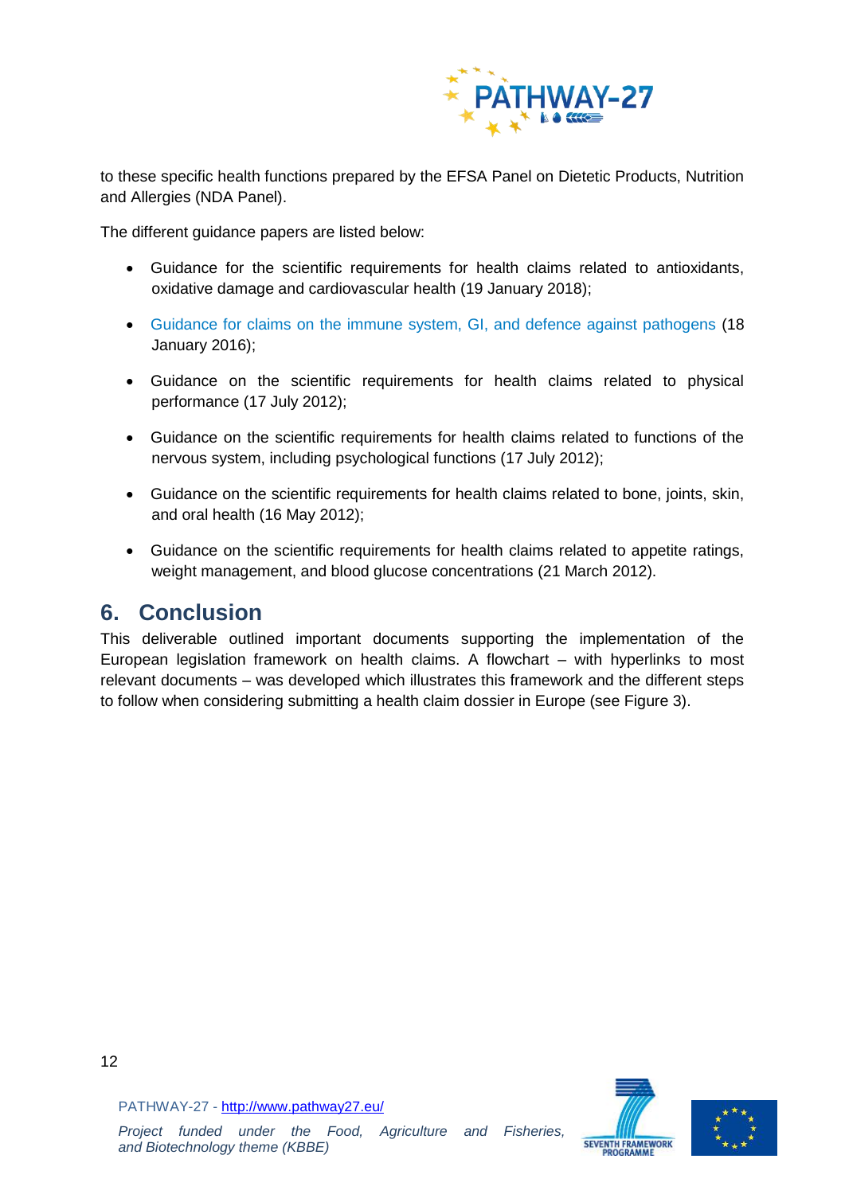to these specific health functions prepared by the EFSA Panel on Dietetic Products, Nutrition and Allergies (NDA Panel).

The different guidance papers are listed below:

- Guidance for the scientific requirements for health claims related to antioxidants, oxidative damage and cardiovascular health (19 January 2018);
- Guidance for claims on the immune system, GI, and defence against pathogens (18 January 2016);
- Guidance on the scientific requirements for health claims related to physical performance (17 July 2012);
- Guidance on the scientific requirements for health claims related to functions of the nervous system, including psychological functions (17 July 2012);
- Guidance on the scientific requirements for health claims related to bone, joints, skin, and oral health (16 May 2012);
- Guidance on the scientific requirements for health claims related to appetite ratings, weight management, and blood glucose concentrations (21 March 2012).

## 6. Conclusion

This deliverable outlined important documents supporting the implementation of the European legislation framework on health claims. A flowchart – with hyperlinks to most relevant documents – was developed which illustrates this framework and the different steps to follow when considering submitting a health claim dossier in Europe (see Figure 3).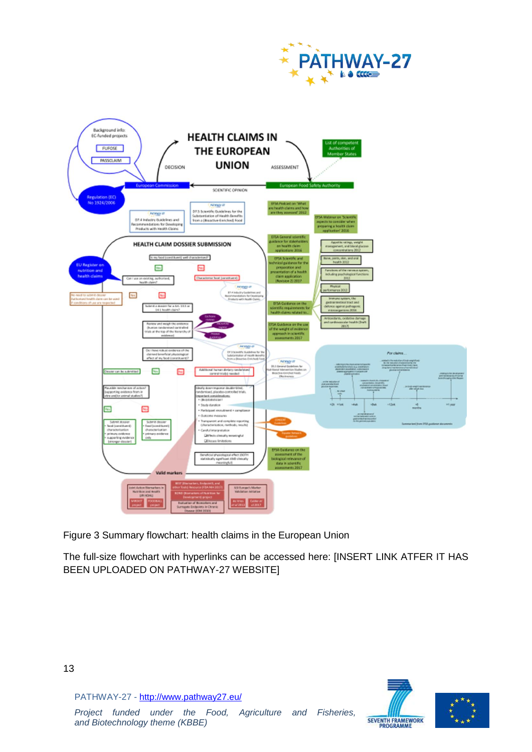HEALTH CLAIMS IN THE EUROPEAN UNION

DECISION

ASSESSMENT

SCIENTIFIC OPINION

European Commission

European Food Safety Authority

Background info: EC-funded projects

FUFOSE

PASSCLAIM

Regulation (EC) No 1924/2006

List of competent Authorities of Member States

HEALTH CLAIM DOSSIER SUBMISSION

EU Register on nutrition and health claims

Valid markers

Figure 3 Summary flowchart: health claims in the European Union

The full-size flowchart with hyperlinks can be accessed here: [INSERT LINK ATFER IT HAS BEEN UPLOADED ON PATHWAY-27 WEBSITE]